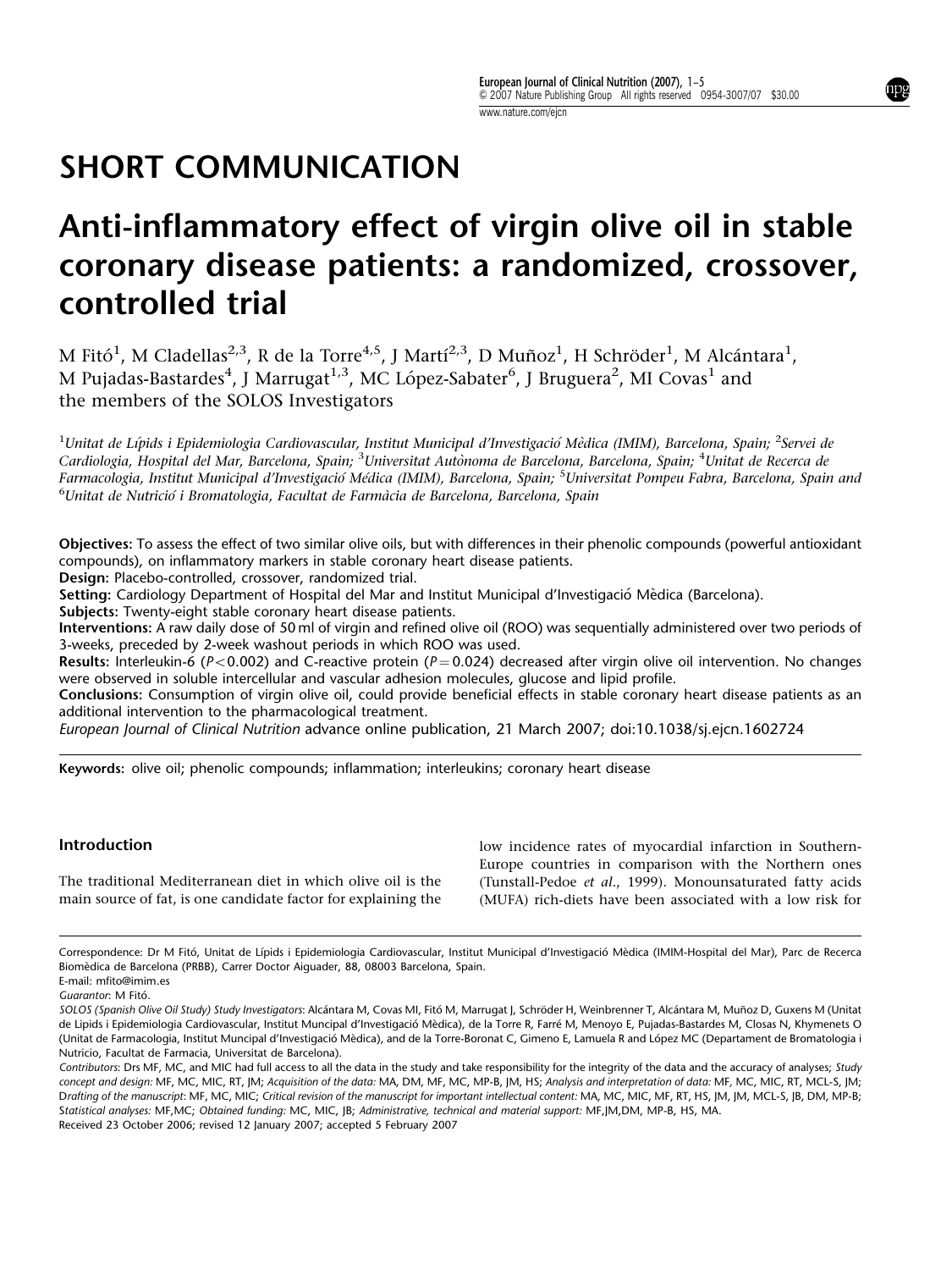# SHORT COMMUNICATION

# Anti-inflammatory effect of virgin olive oil in stable coronary disease patients: a randomized, crossover, controlled trial

M Fitó[1], M Cladellas[2,3], R de la Torre[4,5], J Martí[2,3], D Muñoz[1], H Schröder[1], M Alcántara[1], M Pujadas-Bastardes[4], J Marrugat[1,3], MC López-Sabater[6], J Bruguera[2], MI Covas[1] and the members of the SOLOS Investigators

[1]*Unitat de Lípids i Epidemiologia Cardiovascular, Institut Municipal d'Investigació Mèdica (IMIM), Barcelona, Spain;* [2]*Servei de Cardiologia, Hospital del Mar, Barcelona, Spain;* [3]*Universitat Autònoma de Barcelona, Barcelona, Spain;* [4]*Unitat de Recerca de Farmacologia, Institut Municipal d'Investigació Médica (IMIM), Barcelona, Spain;* [5]*Universitat Pompeu Fabra, Barcelona, Spain and* [6]*Unitat de Nutrició i Bromatologia, Facultat de Farmàcia de Barcelona, Barcelona, Spain*

**Objectives:** To assess the effect of two similar olive oils, but with differences in their phenolic compounds (powerful antioxidant compounds), on inflammatory markers in stable coronary heart disease patients.
**Design:** Placebo-controlled, crossover, randomized trial.
**Setting:** Cardiology Department of Hospital del Mar and Institut Municipal d'Investigació Mèdica (Barcelona).
**Subjects:** Twenty-eight stable coronary heart disease patients.
**Interventions:** A raw daily dose of 50 ml of virgin and refined olive oil (ROO) was sequentially administered over two periods of 3-weeks, preceded by 2-week washout periods in which ROO was used.
**Results:** Interleukin-6 ($P<0.002$) and C-reactive protein ($P=0.024$) decreased after virgin olive oil intervention. No changes were observed in soluble intercellular and vascular adhesion molecules, glucose and lipid profile.
**Conclusions:** Consumption of virgin olive oil, could provide beneficial effects in stable coronary heart disease patients as an additional intervention to the pharmacological treatment.
*European Journal of Clinical Nutrition* advance online publication, 21 March 2007; doi:10.1038/sj.ejcn.1602724

**Keywords:** olive oil; phenolic compounds; inflammation; interleukins; coronary heart disease

## Introduction

The traditional Mediterranean diet in which olive oil is the main source of fat, is one candidate factor for explaining the low incidence rates of myocardial infarction in Southern-Europe countries in comparison with the Northern ones (Tunstall-Pedoe *et al.*, 1999). Monounsaturated fatty acids (MUFA) rich-diets have been associated with a low risk for

Correspondence: Dr M Fitó, Unitat de Lípids i Epidemiologia Cardiovascular, Institut Municipal d'Investigació Mèdica (IMIM-Hospital del Mar), Parc de Recerca Biomèdica de Barcelona (PRBB), Carrer Doctor Aiguader, 88, 08003 Barcelona, Spain.
E-mail: mfito@imim.es
*Guarantor:* M Fitó.
*SOLOS (Spanish Olive Oil Study) Study Investigators:* Alcántara M, Covas MI, Fitó M, Marrugat J, Schröder H, Weinbrenner T, Alcántara M, Muñoz D, Guxens M (Unitat de Lipids i Epidemiologia Cardiovascular, Institut Muncipal d'Investigació Mèdica), de la Torre R, Farré M, Menoyo E, Pujadas-Bastardes M, Closas N, Khymenets O (Unitat de Farmacologia, Institut Muncipal d'Investigació Mèdica), and de la Torre-Boronat C, Gimeno E, Lamuela R and López MC (Departament de Bromatologia i Nutricio, Facultat de Farmacia, Universitat de Barcelona).
*Contributors:* Drs MF, MC, and MIC had full access to all the data in the study and take responsibility for the integrity of the data and the accuracy of analyses; *Study concept and design:* MF, MC, MIC, RT, JM; *Acquisition of the data:* MA, DM, MF, MC, MP-B, JM, HS; *Analysis and interpretation of data:* MF, MC, MIC, RT, MCL-S, JM; D*rafting of the manuscript:* MF, MC, MIC; *Critical revision of the manuscript for important intellectual content:* MA, MC, MIC, MF, RT, HS, JM, JM, MCL-S, JB, DM, MP-B; *Statistical analyses:* MF,MC; *Obtained funding:* MC, MIC, JB; *Administrative, technical and material support:* MF,JM,DM, MP-B, HS, MA.
Received 23 October 2006; revised 12 January 2007; accepted 5 February 2007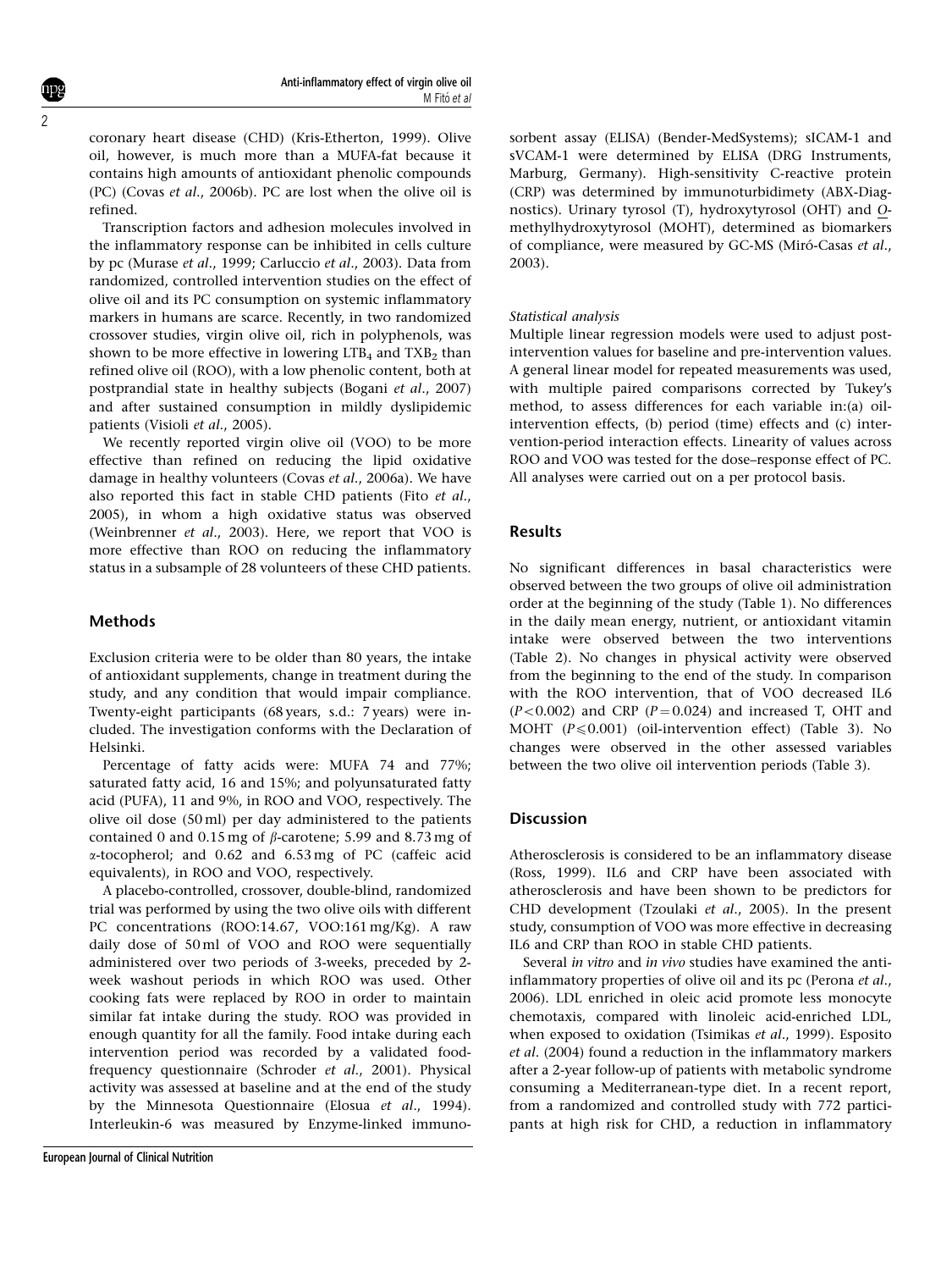coronary heart disease (CHD) (Kris-Etherton, 1999). Olive oil, however, is much more than a MUFA-fat because it contains high amounts of antioxidant phenolic compounds (PC) (Covas *et al*., 2006b). PC are lost when the olive oil is refined.

Transcription factors and adhesion molecules involved in the inflammatory response can be inhibited in cells culture by pc (Murase *et al*., 1999; Carluccio *et al*., 2003). Data from randomized, controlled intervention studies on the effect of olive oil and its PC consumption on systemic inflammatory markers in humans are scarce. Recently, in two randomized crossover studies, virgin olive oil, rich in polyphenols, was shown to be more effective in lowering $LTB_4$ and $TXB_2$ than refined olive oil (ROO), with a low phenolic content, both at postprandial state in healthy subjects (Bogani *et al*., 2007) and after sustained consumption in mildly dyslipidemic patients (Visioli *et al*., 2005).

We recently reported virgin olive oil (VOO) to be more effective than refined on reducing the lipid oxidative damage in healthy volunteers (Covas *et al*., 2006a). We have also reported this fact in stable CHD patients (Fito *et al*., 2005), in whom a high oxidative status was observed (Weinbrenner *et al*., 2003). Here, we report that VOO is more effective than ROO on reducing the inflammatory status in a subsample of 28 volunteers of these CHD patients.

## Methods

Exclusion criteria were to be older than 80 years, the intake of antioxidant supplements, change in treatment during the study, and any condition that would impair compliance. Twenty-eight participants (68 years, s.d.: 7 years) were included. The investigation conforms with the Declaration of Helsinki.

Percentage of fatty acids were: MUFA 74 and 77%; saturated fatty acid, 16 and 15%; and polyunsaturated fatty acid (PUFA), 11 and 9%, in ROO and VOO, respectively. The olive oil dose (50 ml) per day administered to the patients contained 0 and 0.15 mg of $\beta$-carotene; 5.99 and 8.73 mg of $\alpha$-tocopherol; and 0.62 and 6.53 mg of PC (caffeic acid equivalents), in ROO and VOO, respectively.

A placebo-controlled, crossover, double-blind, randomized trial was performed by using the two olive oils with different PC concentrations (ROO:14.67, VOO:161 mg/Kg). A raw daily dose of 50 ml of VOO and ROO were sequentially administered over two periods of 3-weeks, preceded by 2-week washout periods in which ROO was used. Other cooking fats were replaced by ROO in order to maintain similar fat intake during the study. ROO was provided in enough quantity for all the family. Food intake during each intervention period was recorded by a validated food-frequency questionnaire (Schroder *et al*., 2001). Physical activity was assessed at baseline and at the end of the study by the Minnesota Questionnaire (Elosua *et al*., 1994). Interleukin-6 was measured by Enzyme-linked immunosorbent assay (ELISA) (Bender-MedSystems); sICAM-1 and sVCAM-1 were determined by ELISA (DRG Instruments, Marburg, Germany). High-sensitivity C-reactive protein (CRP) was determined by immunoturbidimety (ABX-Diagnostics). Urinary tyrosol (T), hydroxytyrosol (OHT) and *O*-methylhydroxytyrosol (MOHT), determined as biomarkers of compliance, were measured by GC-MS (Miró-Casas *et al*., 2003).

### Statistical analysis

Multiple linear regression models were used to adjust post-intervention values for baseline and pre-intervention values. A general linear model for repeated measurements was used, with multiple paired comparisons corrected by Tukey's method, to assess differences for each variable in:(a) oil-intervention effects, (b) period (time) effects and (c) intervention-period interaction effects. Linearity of values across ROO and VOO was tested for the dose–response effect of PC. All analyses were carried out on a per protocol basis.

## Results

No significant differences in basal characteristics were observed between the two groups of olive oil administration order at the beginning of the study (Table 1). No differences in the daily mean energy, nutrient, or antioxidant vitamin intake were observed between the two interventions (Table 2). No changes in physical activity were observed from the beginning to the end of the study. In comparison with the ROO intervention, that of VOO decreased IL6 ($P<0.002$) and CRP ($P=0.024$) and increased T, OHT and MOHT ($P\leqslant0.001$) (oil-intervention effect) (Table 3). No changes were observed in the other assessed variables between the two olive oil intervention periods (Table 3).

## Discussion

Atherosclerosis is considered to be an inflammatory disease (Ross, 1999). IL6 and CRP have been associated with atherosclerosis and have been shown to be predictors for CHD development (Tzoulaki *et al*., 2005). In the present study, consumption of VOO was more effective in decreasing IL6 and CRP than ROO in stable CHD patients.

Several *in vitro* and *in vivo* studies have examined the anti-inflammatory properties of olive oil and its pc (Perona *et al*., 2006). LDL enriched in oleic acid promote less monocyte chemotaxis, compared with linoleic acid-enriched LDL, when exposed to oxidation (Tsimikas *et al*., 1999). Esposito *et al*. (2004) found a reduction in the inflammatory markers after a 2-year follow-up of patients with metabolic syndrome consuming a Mediterranean-type diet. In a recent report, from a randomized and controlled study with 772 participants at high risk for CHD, a reduction in inflammatory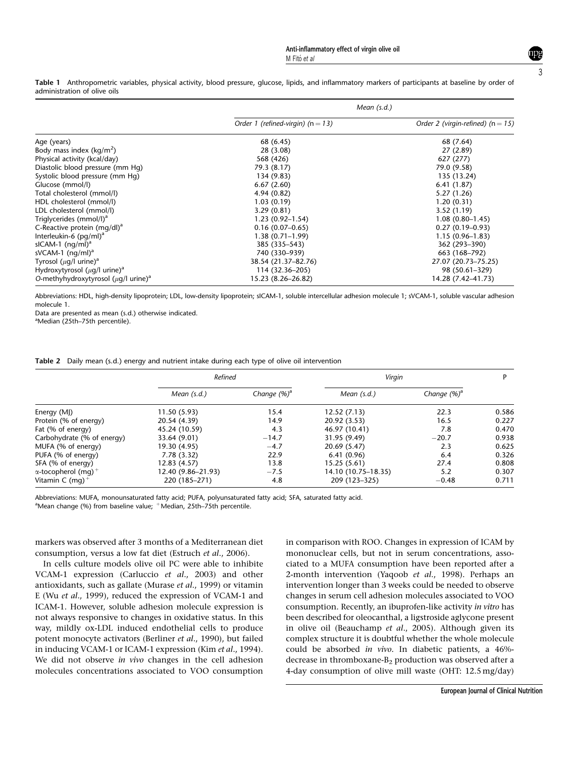**Table 1** Anthropometric variables, physical activity, blood pressure, glucose, lipids, and inflammatory markers of participants at baseline by order of administration of olive oils

| | Mean (s.d.) | |
|---|---|---|
| | *Order 1 (refined-virgin) (n = 13)* | *Order 2 (virgin-refined) (n = 15)* |
| Age (years) | 68 (6.45) | 68 (7.64) |
| Body mass index (kg/m$^2$) | 28 (3.08) | 27 (2.89) |
| Physical activity (kcal/day) | 568 (426) | 627 (277) |
| Diastolic blood pressure (mm Hg) | 79.3 (8.17) | 79.0 (9.58) |
| Systolic blood pressure (mm Hg) | 134 (9.83) | 135 (13.24) |
| Glucose (mmol/l) | 6.67 (2.60) | 6.41 (1.87) |
| Total cholesterol (mmol/l) | 4.94 (0.82) | 5.27 (1.26) |
| HDL cholesterol (mmol/l) | 1.03 (0.19) | 1.20 (0.31) |
| LDL cholesterol (mmol/l) | 3.29 (0.81) | 3.52 (1.19) |
| Triglycerides (mmol/l)[a] | 1.23 (0.92–1.54) | 1.08 (0.80–1.45) |
| C-Reactive protein (mg/dl)[a] | 0.16 (0.07–0.65) | 0.27 (0.19–0.93) |
| Interleukin-6 (pg/ml)[a] | 1.38 (0.71–1.99) | 1.15 (0.96–1.83) |
| sICAM-1 (ng/ml)[a] | 385 (335–543) | 362 (293–390) |
| sVCAM-1 (ng/ml)[a] | 740 (330–939) | 663 (168–792) |
| Tyrosol ($\mu$g/l urine)[a] | 38.54 (21.37–82.76) | 27.07 (20.73–75.25) |
| Hydroxytyrosol ($\mu$g/l urine)[a] | 114 (32.36–205) | 98 (50.61–329) |
| *O*-methyhydroxytyrosol ($\mu$g/l urine)[a] | 15.23 (8.26–26.82) | 14.28 (7.42–41.73) |

Abbreviations: HDL, high-density lipoprotein; LDL, low-density lipoprotein; sICAM-1, soluble intercellular adhesion molecule 1; sVCAM-1, soluble vascular adhesion molecule 1.
Data are presented as mean (s.d.) otherwise indicated.
[a]Median (25th–75th percentile).

**Table 2** Daily mean (s.d.) energy and nutrient intake during each type of olive oil intervention

| | Refined | | Virgin | | P |
|---|---|---|---|---|---|
| | *Mean (s.d.)* | *Change (%)*[a] | *Mean (s.d.)* | *Change (%)*[a] | |
| Energy (MJ) | 11.50 (5.93) | 15.4 | 12.52 (7.13) | 22.3 | 0.586 |
| Protein (% of energy) | 20.54 (4.39) | 14.9 | 20.92 (3.53) | 16.5 | 0.227 |
| Fat (% of energy) | 45.24 (10.59) | 4.3 | 46.97 (10.41) | 7.8 | 0.470 |
| Carbohydrate (% of energy) | 33.64 (9.01) | −14.7 | 31.95 (9.49) | −20.7 | 0.938 |
| MUFA (% of energy) | 19.30 (4.95) | −4.7 | 20.69 (5.47) | 2.3 | 0.625 |
| PUFA (% of energy) | 7.78 (3.32) | 22.9 | 6.41 (0.96) | 6.4 | 0.326 |
| SFA (% of energy) | 12.83 (4.57) | 13.8 | 15.25 (5.61) | 27.4 | 0.808 |
| $\alpha$-tocopherol (mg)[+] | 12.40 (9.86–21.93) | −7.5 | 14.10 (10.75–18.35) | 5.2 | 0.307 |
| Vitamin C (mg)[+] | 220 (185–271) | 4.8 | 209 (123–325) | −0.48 | 0.711 |

Abbreviations: MUFA, monounsaturated fatty acid; PUFA, polyunsaturated fatty acid; SFA, saturated fatty acid.
[a]Mean change (%) from baseline value; [+]Median, 25th–75th percentile.

markers was observed after 3 months of a Mediterranean diet consumption, versus a low fat diet (Estruch *et al*., 2006).

In cells culture models olive oil PC were able to inhibite VCAM-1 expression (Carluccio *et al*., 2003) and other antioxidants, such as gallate (Murase *et al*., 1999) or vitamin E (Wu *et al*., 1999), reduced the expression of VCAM-1 and ICAM-1. However, soluble adhesion molecule expression is not always responsive to changes in oxidative status. In this way, mildly ox-LDL induced endothelial cells to produce potent monocyte activators (Berliner *et al*., 1990), but failed in inducing VCAM-1 or ICAM-1 expression (Kim *et al*., 1994). We did not observe *in vivo* changes in the cell adhesion molecules concentrations associated to VOO consumption in comparison with ROO. Changes in expression of ICAM by mononuclear cells, but not in serum concentrations, associated to a MUFA consumption have been reported after a 2-month intervention (Yaqoob *et al*., 1998). Perhaps an intervention longer than 3 weeks could be needed to observe changes in serum cell adhesion molecules associated to VOO consumption. Recently, an ibuprofen-like activity *in vitro* has been described for oleocanthal, a ligstroside aglycone present in olive oil (Beauchamp *et al*., 2005). Although given its complex structure it is doubtful whether the whole molecule could be absorbed *in vivo*. In diabetic patients, a 46%-decrease in thromboxane-$B_2$ production was observed after a 4-day consumption of olive mill waste (OHT: 12.5 mg/day)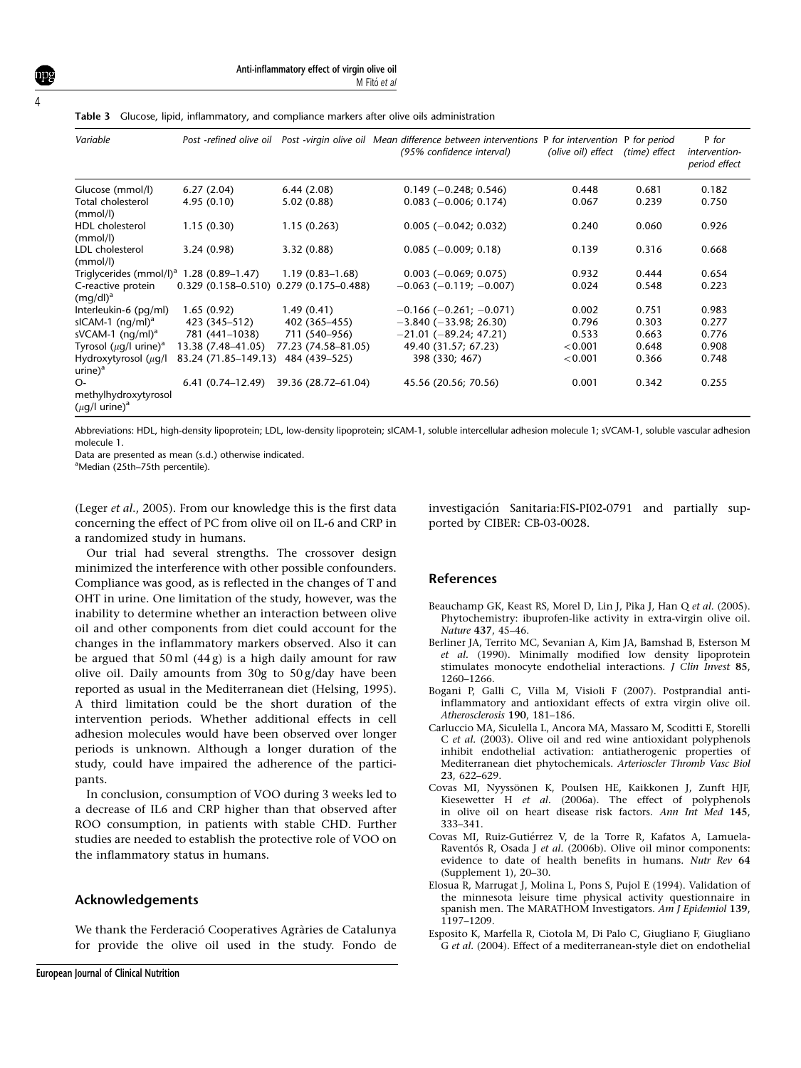**Table 3** Glucose, lipid, inflammatory, and compliance markers after olive oils administration

| *Variable* | *Post -refined olive oil* | *Post -virgin olive oil* | *Mean difference between interventions (95% confidence interval)* | P *for intervention (olive oil) effect* | P *for period (time) effect* | P *for intervention-period effect* |
|---|---|---|---|---|---|---|
| Glucose (mmol/l) | 6.27 (2.04) | 6.44 (2.08) | 0.149 (−0.248; 0.546) | 0.448 | 0.681 | 0.182 |
| Total cholesterol (mmol/l) | 4.95 (0.10) | 5.02 (0.88) | 0.083 (−0.006; 0.174) | 0.067 | 0.239 | 0.750 |
| HDL cholesterol (mmol/l) | 1.15 (0.30) | 1.15 (0.263) | 0.005 (−0.042; 0.032) | 0.240 | 0.060 | 0.926 |
| LDL cholesterol (mmol/l) | 3.24 (0.98) | 3.32 (0.88) | 0.085 (−0.009; 0.18) | 0.139 | 0.316 | 0.668 |
| Triglycerides (mmol/l)[a] | 1.28 (0.89–1.47) | 1.19 (0.83–1.68) | 0.003 (−0.069; 0.075) | 0.932 | 0.444 | 0.654 |
| C-reactive protein (mg/dl)[a] | 0.329 (0.158–0.510) | 0.279 (0.175–0.488) | −0.063 (−0.119; −0.007) | 0.024 | 0.548 | 0.223 |
| Interleukin-6 (pg/ml) | 1.65 (0.92) | 1.49 (0.41) | −0.166 (−0.261; −0.071) | 0.002 | 0.751 | 0.983 |
| sICAM-1 (ng/ml)[a] | 423 (345–512) | 402 (365–455) | −3.840 (−33.98; 26.30) | 0.796 | 0.303 | 0.277 |
| sVCAM-1 (ng/ml)[a] | 781 (441–1038) | 711 (540–956) | −21.01 (−89.24; 47.21) | 0.533 | 0.663 | 0.776 |
| Tyrosol ($\mu$g/l urine)[a] | 13.38 (7.48–41.05) | 77.23 (74.58–81.05) | 49.40 (31.57; 67.23) | <0.001 | 0.648 | 0.908 |
| Hydroxytyrosol ($\mu$g/l urine)[a] | 83.24 (71.85–149.13) | 484 (439–525) | 398 (330; 467) | <0.001 | 0.366 | 0.748 |
| O-methylhydroxytyrosol ($\mu$g/l urine)[a] | 6.41 (0.74–12.49) | 39.36 (28.72–61.04) | 45.56 (20.56; 70.56) | 0.001 | 0.342 | 0.255 |

Abbreviations: HDL, high-density lipoprotein; LDL, low-density lipoprotein; sICAM-1, soluble intercellular adhesion molecule 1; sVCAM-1, soluble vascular adhesion molecule 1.
Data are presented as mean (s.d.) otherwise indicated.
[a]Median (25th–75th percentile).

(Leger *et al*., 2005). From our knowledge this is the first data concerning the effect of PC from olive oil on IL-6 and CRP in a randomized study in humans.

Our trial had several strengths. The crossover design minimized the interference with other possible confounders. Compliance was good, as is reflected in the changes of T and OHT in urine. One limitation of the study, however, was the inability to determine whether an interaction between olive oil and other components from diet could account for the changes in the inflammatory markers observed. Also it can be argued that 50 ml (44 g) is a high daily amount for raw olive oil. Daily amounts from 30g to 50 g/day have been reported as usual in the Mediterranean diet (Helsing, 1995). A third limitation could be the short duration of the intervention periods. Whether additional effects in cell adhesion molecules would have been observed over longer periods is unknown. Although a longer duration of the study, could have impaired the adherence of the participants.

In conclusion, consumption of VOO during 3 weeks led to a decrease of IL6 and CRP higher than that observed after ROO consumption, in patients with stable CHD. Further studies are needed to establish the protective role of VOO on the inflammatory status in humans.

## Acknowledgements

We thank the Ferderació Cooperatives Agràries de Catalunya for provide the olive oil used in the study. Fondo de investigación Sanitaria:FIS-PI02-0791 and partially supported by CIBER: CB-03-0028.

## References

- Beauchamp GK, Keast RS, Morel D, Lin J, Pika J, Han Q *et al*. (2005). Phytochemistry: ibuprofen-like activity in extra-virgin olive oil. *Nature* **437**, 45–46.
- Berliner JA, Territo MC, Sevanian A, Kim JA, Bamshad B, Esterson M *et al*. (1990). Minimally modified low density lipoprotein stimulates monocyte endothelial interactions. *J Clin Invest* **85**, 1260–1266.
- Bogani P, Galli C, Villa M, Visioli F (2007). Postprandial anti-inflammatory and antioxidant effects of extra virgin olive oil. *Atherosclerosis* **190**, 181–186.
- Carluccio MA, Siculella L, Ancora MA, Massaro M, Scoditti E, Storelli C *et al*. (2003). Olive oil and red wine antioxidant polyphenols inhibit endothelial activation: antiatherogenic properties of Mediterranean diet phytochemicals. *Arterioscler Thromb Vasc Biol* **23**, 622–629.
- Covas MI, Nyyssönen K, Poulsen HE, Kaikkonen J, Zunft HJF, Kiesewetter H *et al*. (2006a). The effect of polyphenols in olive oil on heart disease risk factors. *Ann Int Med* **145**, 333–341.
- Covas MI, Ruiz-Gutiérrez V, de la Torre R, Kafatos A, Lamuela-Raventós R, Osada J *et al*. (2006b). Olive oil minor components: evidence to date of health benefits in humans. *Nutr Rev* **64** (Supplement 1), 20–30.
- Elosua R, Marrugat J, Molina L, Pons S, Pujol E (1994). Validation of the minnesota leisure time physical activity questionnaire in spanish men. The MARATHOM Investigators. *Am J Epidemiol* **139**, 1197–1209.
- Esposito K, Marfella R, Ciotola M, Di Palo C, Giugliano F, Giugliano G *et al*. (2004). Effect of a mediterranean-style diet on endothelial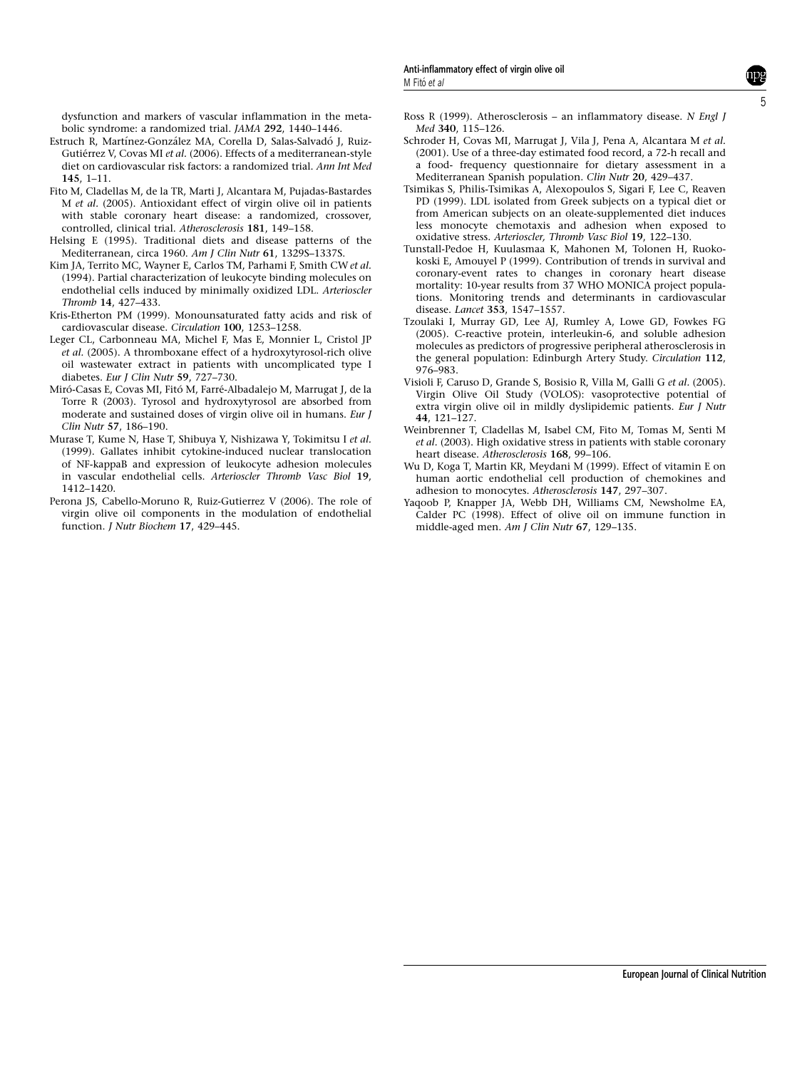dysfunction and markers of vascular inflammation in the metabolic syndrome: a randomized trial. *JAMA* **292**, 1440–1446.

Estruch R, Martínez-González MA, Corella D, Salas-Salvadó J, Ruiz-Gutiérrez V, Covas MI *et al.* (2006). Effects of a mediterranean-style diet on cardiovascular risk factors: a randomized trial. *Ann Int Med* **145**, 1–11.

Fito M, Cladellas M, de la TR, Marti J, Alcantara M, Pujadas-Bastardes M *et al.* (2005). Antioxidant effect of virgin olive oil in patients with stable coronary heart disease: a randomized, crossover, controlled, clinical trial. *Atherosclerosis* **181**, 149–158.

Helsing E (1995). Traditional diets and disease patterns of the Mediterranean, circa 1960. *Am J Clin Nutr* **61**, 1329S–1337S.

Kim JA, Territo MC, Wayner E, Carlos TM, Parhami F, Smith CW *et al.* (1994). Partial characterization of leukocyte binding molecules on endothelial cells induced by minimally oxidized LDL. *Arterioscler Thromb* **14**, 427–433.

Kris-Etherton PM (1999). Monounsaturated fatty acids and risk of cardiovascular disease. *Circulation* **100**, 1253–1258.

Leger CL, Carbonneau MA, Michel F, Mas E, Monnier L, Cristol JP *et al.* (2005). A thromboxane effect of a hydroxytyrosol-rich olive oil wastewater extract in patients with uncomplicated type I diabetes. *Eur J Clin Nutr* **59**, 727–730.

Miró-Casas E, Covas MI, Fitó M, Farré-Albadalejo M, Marrugat J, de la Torre R (2003). Tyrosol and hydroxytyrosol are absorbed from moderate and sustained doses of virgin olive oil in humans. *Eur J Clin Nutr* **57**, 186–190.

Murase T, Kume N, Hase T, Shibuya Y, Nishizawa Y, Tokimitsu I *et al.* (1999). Gallates inhibit cytokine-induced nuclear translocation of NF-kappaB and expression of leukocyte adhesion molecules in vascular endothelial cells. *Arterioscler Thromb Vasc Biol* **19**, 1412–1420.

Perona JS, Cabello-Moruno R, Ruiz-Gutierrez V (2006). The role of virgin olive oil components in the modulation of endothelial function. *J Nutr Biochem* **17**, 429–445.

Ross R (1999). Atherosclerosis – an inflammatory disease. *N Engl J Med* **340**, 115–126.

Schroder H, Covas MI, Marrugat J, Vila J, Pena A, Alcantara M *et al.* (2001). Use of a three-day estimated food record, a 72-h recall and a food- frequency questionnaire for dietary assessment in a Mediterranean Spanish population. *Clin Nutr* **20**, 429–437.

Tsimikas S, Philis-Tsimikas A, Alexopoulos S, Sigari F, Lee C, Reaven PD (1999). LDL isolated from Greek subjects on a typical diet or from American subjects on an oleate-supplemented diet induces less monocyte chemotaxis and adhesion when exposed to oxidative stress. *Arterioscler, Thromb Vasc Biol* **19**, 122–130.

Tunstall-Pedoe H, Kuulasmaa K, Mahonen M, Tolonen H, Ruokokoski E, Amouyel P (1999). Contribution of trends in survival and coronary-event rates to changes in coronary heart disease mortality: 10-year results from 37 WHO MONICA project populations. Monitoring trends and determinants in cardiovascular disease. *Lancet* **353**, 1547–1557.

Tzoulaki I, Murray GD, Lee AJ, Rumley A, Lowe GD, Fowkes FG (2005). C-reactive protein, interleukin-6, and soluble adhesion molecules as predictors of progressive peripheral atherosclerosis in the general population: Edinburgh Artery Study. *Circulation* **112**, 976–983.

Visioli F, Caruso D, Grande S, Bosisio R, Villa M, Galli G *et al.* (2005). Virgin Olive Oil Study (VOLOS): vasoprotective potential of extra virgin olive oil in mildly dyslipidemic patients. *Eur J Nutr* **44**, 121–127.

Weinbrenner T, Cladellas M, Isabel CM, Fito M, Tomas M, Senti M *et al.* (2003). High oxidative stress in patients with stable coronary heart disease. *Atherosclerosis* **168**, 99–106.

Wu D, Koga T, Martin KR, Meydani M (1999). Effect of vitamin E on human aortic endothelial cell production of chemokines and adhesion to monocytes. *Atherosclerosis* **147**, 297–307.

Yaqoob P, Knapper JA, Webb DH, Williams CM, Newsholme EA, Calder PC (1998). Effect of olive oil on immune function in middle-aged men. *Am J Clin Nutr* **67**, 129–135.